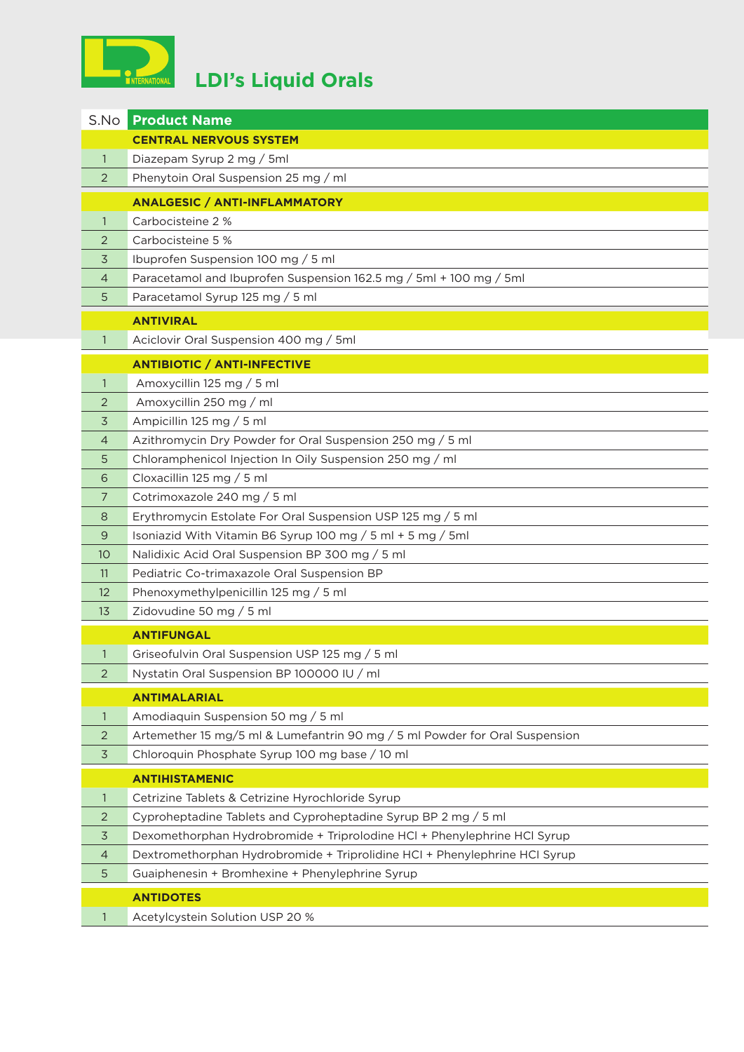# LDI's Liquid Orals

| S.No | Product Name |
|---|---|
| | **CENTRAL NERVOUS SYSTEM** |
| 1 | Diazepam Syrup 2 mg / 5ml |
| 2 | Phenytoin Oral Suspension 25 mg / ml |
| | **ANALGESIC / ANTI-INFLAMMATORY** |
| 1 | Carbocisteine 2 % |
| 2 | Carbocisteine 5 % |
| 3 | Ibuprofen Suspension 100 mg / 5 ml |
| 4 | Paracetamol and Ibuprofen Suspension 162.5 mg / 5ml + 100 mg / 5ml |
| 5 | Paracetamol Syrup 125 mg / 5 ml |
| | **ANTIVIRAL** |
| 1 | Aciclovir Oral Suspension 400 mg / 5ml |
| | **ANTIBIOTIC / ANTI-INFECTIVE** |
| 1 | Amoxycillin 125 mg / 5 ml |
| 2 | Amoxycillin 250 mg / ml |
| 3 | Ampicillin 125 mg / 5 ml |
| 4 | Azithromycin Dry Powder for Oral Suspension 250 mg / 5 ml |
| 5 | Chloramphenicol Injection In Oily Suspension 250 mg / ml |
| 6 | Cloxacillin 125 mg / 5 ml |
| 7 | Cotrimoxazole 240 mg / 5 ml |
| 8 | Erythromycin Estolate For Oral Suspension USP 125 mg / 5 ml |
| 9 | Isoniazid With Vitamin B6 Syrup 100 mg / 5 ml + 5 mg / 5ml |
| 10 | Nalidixic Acid Oral Suspension BP 300 mg / 5 ml |
| 11 | Pediatric Co-trimaxazole Oral Suspension BP |
| 12 | Phenoxymethylpenicillin 125 mg / 5 ml |
| 13 | Zidovudine 50 mg / 5 ml |
| | **ANTIFUNGAL** |
| 1 | Griseofulvin Oral Suspension USP 125 mg / 5 ml |
| 2 | Nystatin Oral Suspension BP 100000 IU / ml |
| | **ANTIMALARIAL** |
| 1 | Amodiaquin Suspension 50 mg / 5 ml |
| 2 | Artemether 15 mg/5 ml & Lumefantrin 90 mg / 5 ml Powder for Oral Suspension |
| 3 | Chloroquin Phosphate Syrup 100 mg base / 10 ml |
| | **ANTIHISTAMENIC** |
| 1 | Cetrizine Tablets & Cetrizine Hyrochloride Syrup |
| 2 | Cyproheptadine Tablets and Cyproheptadine Syrup BP 2 mg / 5 ml |
| 3 | Dexomethorphan Hydrobromide + Triprolodine HCl + Phenylephrine HCl Syrup |
| 4 | Dextromethorphan Hydrobromide + Triprolidine HCl + Phenylephrine HCl Syrup |
| 5 | Guaiphenesin + Bromhexine + Phenylephrine Syrup |
| | **ANTIDOTES** |
| 1 | Acetylcystein Solution USP 20 % |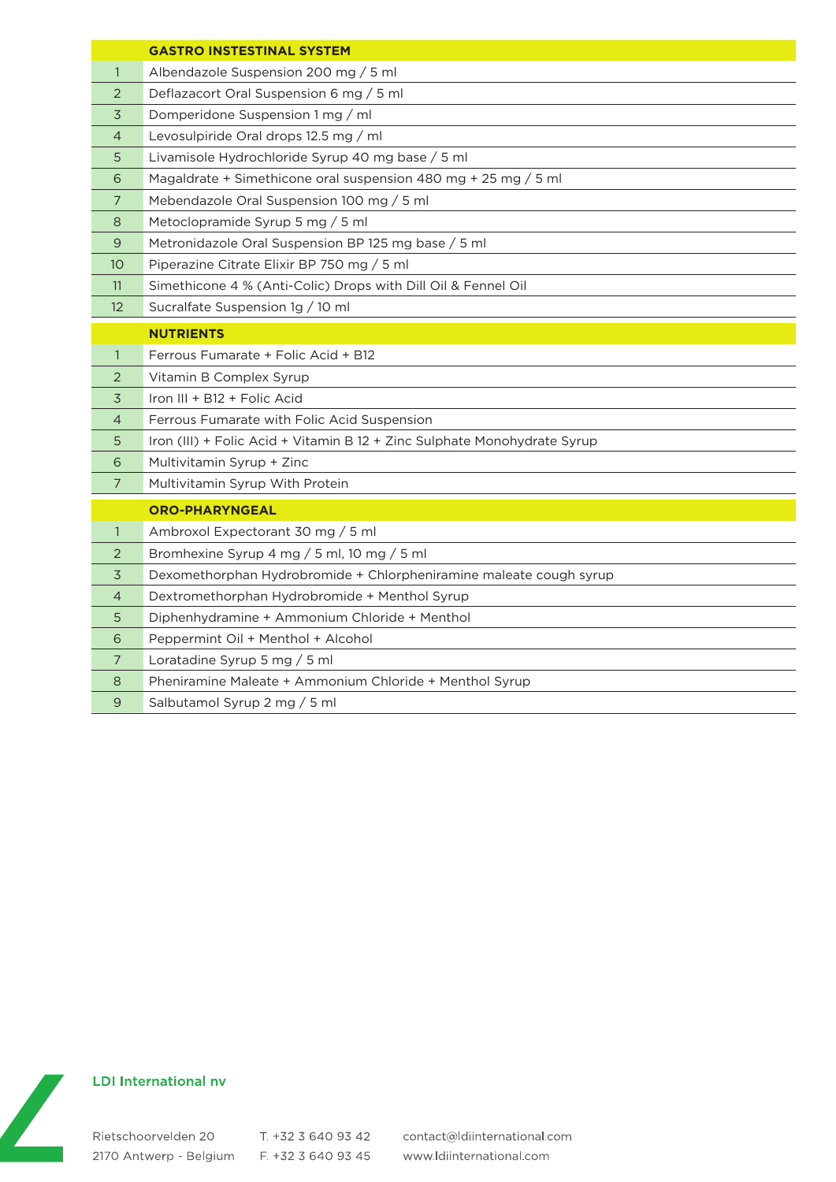| | GASTRO INSTESTINAL SYSTEM |
|---|---|
| 1 | Albendazole Suspension 200 mg / 5 ml |
| 2 | Deflazacort Oral Suspension 6 mg / 5 ml |
| 3 | Domperidone Suspension 1 mg / ml |
| 4 | Levosulpiride Oral drops 12.5 mg / ml |
| 5 | Livamisole Hydrochloride Syrup 40 mg base / 5 ml |
| 6 | Magaldrate + Simethicone oral suspension 480 mg + 25 mg / 5 ml |
| 7 | Mebendazole Oral Suspension 100 mg / 5 ml |
| 8 | Metoclopramide Syrup 5 mg / 5 ml |
| 9 | Metronidazole Oral Suspension BP 125 mg base / 5 ml |
| 10 | Piperazine Citrate Elixir BP 750 mg / 5 ml |
| 11 | Simethicone 4 % (Anti-Colic) Drops with Dill Oil & Fennel Oil |
| 12 | Sucralfate Suspension 1g / 10 ml |

| | NUTRIENTS |
|---|---|
| 1 | Ferrous Fumarate + Folic Acid + B12 |
| 2 | Vitamin B Complex Syrup |
| 3 | Iron III + B12 + Folic Acid |
| 4 | Ferrous Fumarate with Folic Acid Suspension |
| 5 | Iron (III) + Folic Acid + Vitamin B 12 + Zinc Sulphate Monohydrate Syrup |
| 6 | Multivitamin Syrup + Zinc |
| 7 | Multivitamin Syrup With Protein |

| | ORO-PHARYNGEAL |
|---|---|
| 1 | Ambroxol Expectorant 30 mg / 5 ml |
| 2 | Bromhexine Syrup 4 mg / 5 ml, 10 mg / 5 ml |
| 3 | Dexomethorphan Hydrobromide + Chlorpheniramine maleate cough syrup |
| 4 | Dextromethorphan Hydrobromide + Menthol Syrup |
| 5 | Diphenhydramine + Ammonium Chloride + Menthol |
| 6 | Peppermint Oil + Menthol + Alcohol |
| 7 | Loratadine Syrup 5 mg / 5 ml |
| 8 | Pheniramine Maleate + Ammonium Chloride + Menthol Syrup |
| 9 | Salbutamol Syrup 2 mg / 5 ml |

**LDI International nv**

Rietschoorvelden 20
2170 Antwerp - Belgium

T. +32 3 640 93 42
F. +32 3 640 93 45

contact@ldiinternational.com
www.ldiinternational.com